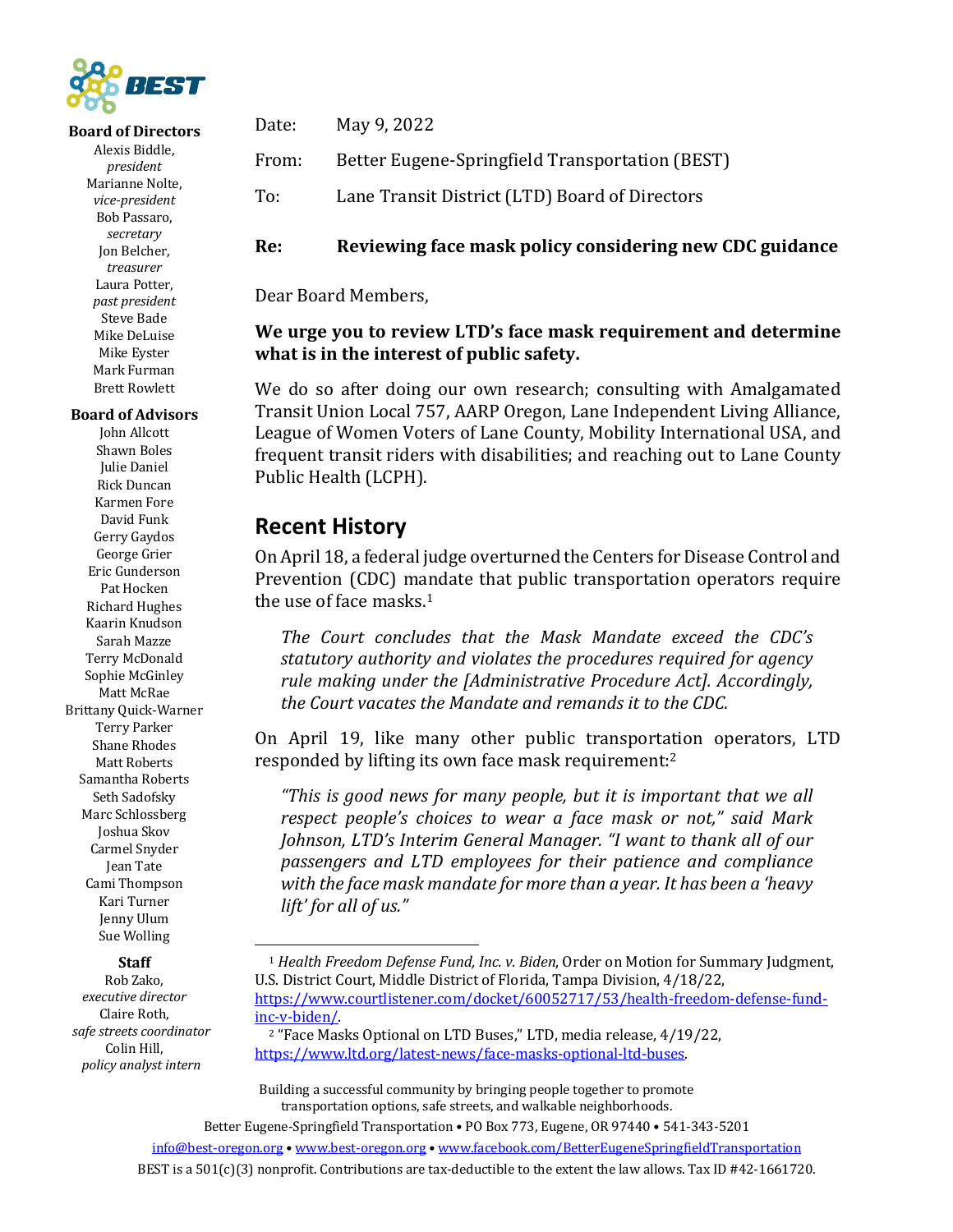**Board of Directors**

Alexis Biddle, *president*
Marianne Nolte, *vice-president*
Bob Passaro, *secretary*
Jon Belcher, *treasurer*
Laura Potter, *past president*
Steve Bade
Mike DeLuise
Mike Eyster
Mark Furman
Brett Rowlett

**Board of Advisors**

John Allcott
Shawn Boles
Julie Daniel
Rick Duncan
Karmen Fore
David Funk
Gerry Gaydos
George Grier
Eric Gunderson
Pat Hocken
Richard Hughes
Kaarin Knudson
Sarah Mazze
Terry McDonald
Sophie McGinley
Matt McRae
Brittany Quick-Warner
Terry Parker
Shane Rhodes
Matt Roberts
Samantha Roberts
Seth Sadofsky
Marc Schlossberg
Joshua Skov
Carmel Snyder
Jean Tate
Cami Thompson
Kari Turner
Jenny Ulum
Sue Wolling

**Staff**

Rob Zako, *executive director*
Claire Roth, *safe streets coordinator*
Colin Hill, *policy analyst intern*

Date: May 9, 2022

From: Better Eugene-Springfield Transportation (BEST)

To: Lane Transit District (LTD) Board of Directors

**Re: Reviewing face mask policy considering new CDC guidance**

Dear Board Members,

**We urge you to review LTD's face mask requirement and determine what is in the interest of public safety.**

We do so after doing our own research; consulting with Amalgamated Transit Union Local 757, AARP Oregon, Lane Independent Living Alliance, League of Women Voters of Lane County, Mobility International USA, and frequent transit riders with disabilities; and reaching out to Lane County Public Health (LCPH).

## Recent History

On April 18, a federal judge overturned the Centers for Disease Control and Prevention (CDC) mandate that public transportation operators require the use of face masks.[1]

> *The Court concludes that the Mask Mandate exceed the CDC's statutory authority and violates the procedures required for agency rule making under the [Administrative Procedure Act]. Accordingly, the Court vacates the Mandate and remands it to the CDC.*

On April 19, like many other public transportation operators, LTD responded by lifting its own face mask requirement:[2]

> *"This is good news for many people, but it is important that we all respect people's choices to wear a face mask or not," said Mark Johnson, LTD's Interim General Manager. "I want to thank all of our passengers and LTD employees for their patience and compliance with the face mask mandate for more than a year. It has been a 'heavy lift' for all of us."*

[1] *Health Freedom Defense Fund, Inc. v. Biden*, Order on Motion for Summary Judgment, U.S. District Court, Middle District of Florida, Tampa Division, 4/18/22, https://www.courtlistener.com/docket/60052717/53/health-freedom-defense-fund-inc-v-biden/.

[2] "Face Masks Optional on LTD Buses," LTD, media release, 4/19/22, https://www.ltd.org/latest-news/face-masks-optional-ltd-buses.

Building a successful community by bringing people together to promote transportation options, safe streets, and walkable neighborhoods.

Better Eugene-Springfield Transportation • PO Box 773, Eugene, OR 97440 • 541-343-5201

info@best-oregon.org • www.best-oregon.org • www.facebook.com/BetterEugeneSpringfieldTransportation

BEST is a 501(c)(3) nonprofit. Contributions are tax-deductible to the extent the law allows. Tax ID #42-1661720.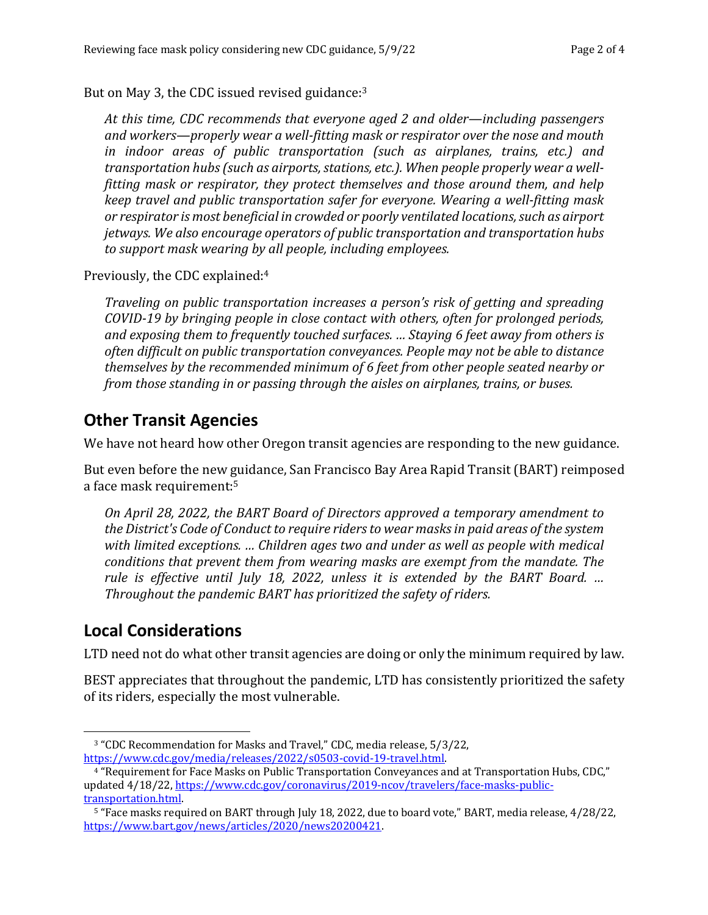But on May 3, the CDC issued revised guidance:[3]

> *At this time, CDC recommends that everyone aged 2 and older—including passengers and workers—properly wear a well-fitting mask or respirator over the nose and mouth in indoor areas of public transportation (such as airplanes, trains, etc.) and transportation hubs (such as airports, stations, etc.). When people properly wear a well-fitting mask or respirator, they protect themselves and those around them, and help keep travel and public transportation safer for everyone. Wearing a well-fitting mask or respirator is most beneficial in crowded or poorly ventilated locations, such as airport jetways. We also encourage operators of public transportation and transportation hubs to support mask wearing by all people, including employees.*

Previously, the CDC explained:[4]

> *Traveling on public transportation increases a person's risk of getting and spreading COVID-19 by bringing people in close contact with others, often for prolonged periods, and exposing them to frequently touched surfaces. … Staying 6 feet away from others is often difficult on public transportation conveyances. People may not be able to distance themselves by the recommended minimum of 6 feet from other people seated nearby or from those standing in or passing through the aisles on airplanes, trains, or buses.*

## Other Transit Agencies

We have not heard how other Oregon transit agencies are responding to the new guidance.

But even before the new guidance, San Francisco Bay Area Rapid Transit (BART) reimposed a face mask requirement:[5]

> *On April 28, 2022, the BART Board of Directors approved a temporary amendment to the District's Code of Conduct to require riders to wear masks in paid areas of the system with limited exceptions. … Children ages two and under as well as people with medical conditions that prevent them from wearing masks are exempt from the mandate. The rule is effective until July 18, 2022, unless it is extended by the BART Board. … Throughout the pandemic BART has prioritized the safety of riders.*

## Local Considerations

LTD need not do what other transit agencies are doing or only the minimum required by law.

BEST appreciates that throughout the pandemic, LTD has consistently prioritized the safety of its riders, especially the most vulnerable.

---

[3] "CDC Recommendation for Masks and Travel," CDC, media release, 5/3/22, https://www.cdc.gov/media/releases/2022/s0503-covid-19-travel.html.

[4] "Requirement for Face Masks on Public Transportation Conveyances and at Transportation Hubs, CDC," updated 4/18/22, https://www.cdc.gov/coronavirus/2019-ncov/travelers/face-masks-public-transportation.html.

[5] "Face masks required on BART through July 18, 2022, due to board vote," BART, media release, 4/28/22, https://www.bart.gov/news/articles/2020/news20200421.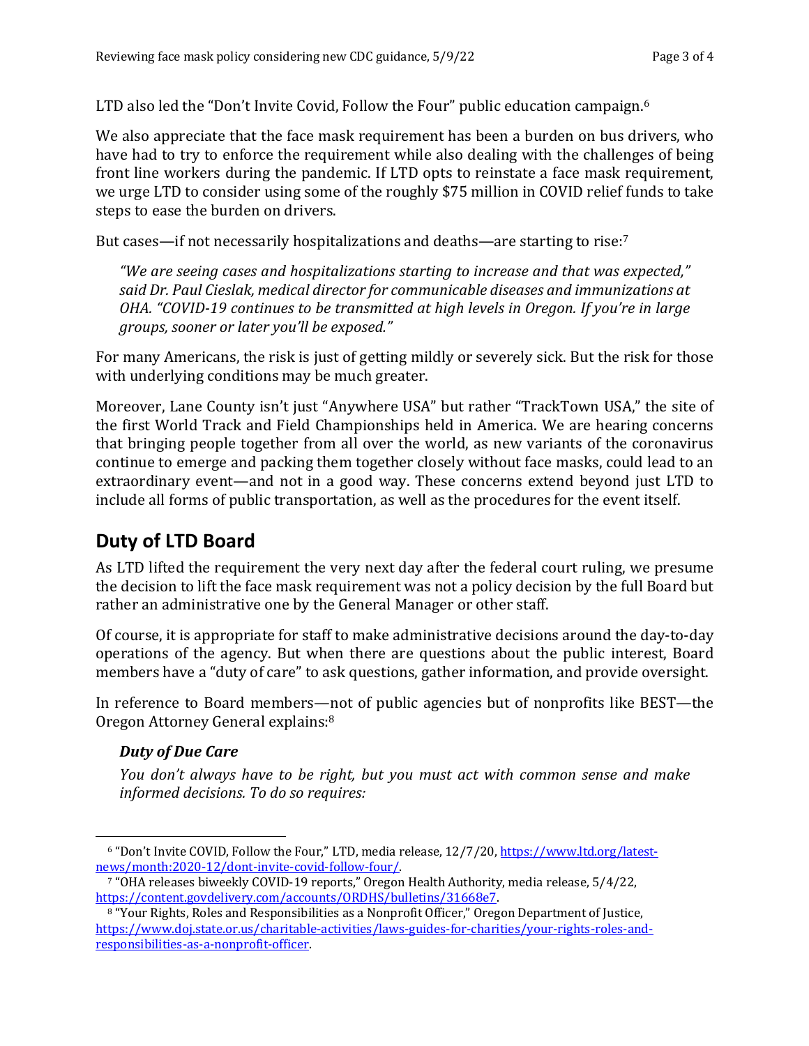LTD also led the "Don't Invite Covid, Follow the Four" public education campaign.[6]

We also appreciate that the face mask requirement has been a burden on bus drivers, who have had to try to enforce the requirement while also dealing with the challenges of being front line workers during the pandemic. If LTD opts to reinstate a face mask requirement, we urge LTD to consider using some of the roughly $75 million in COVID relief funds to take steps to ease the burden on drivers.

But cases—if not necessarily hospitalizations and deaths—are starting to rise:[7]

> *"We are seeing cases and hospitalizations starting to increase and that was expected," said Dr. Paul Cieslak, medical director for communicable diseases and immunizations at OHA. "COVID-19 continues to be transmitted at high levels in Oregon. If you're in large groups, sooner or later you'll be exposed."*

For many Americans, the risk is just of getting mildly or severely sick. But the risk for those with underlying conditions may be much greater.

Moreover, Lane County isn't just "Anywhere USA" but rather "TrackTown USA," the site of the first World Track and Field Championships held in America. We are hearing concerns that bringing people together from all over the world, as new variants of the coronavirus continue to emerge and packing them together closely without face masks, could lead to an extraordinary event—and not in a good way. These concerns extend beyond just LTD to include all forms of public transportation, as well as the procedures for the event itself.

## Duty of LTD Board

As LTD lifted the requirement the very next day after the federal court ruling, we presume the decision to lift the face mask requirement was not a policy decision by the full Board but rather an administrative one by the General Manager or other staff.

Of course, it is appropriate for staff to make administrative decisions around the day-to-day operations of the agency. But when there are questions about the public interest, Board members have a "duty of care" to ask questions, gather information, and provide oversight.

In reference to Board members—not of public agencies but of nonprofits like BEST—the Oregon Attorney General explains:[8]

> ***Duty of Due Care***
>
> *You don't always have to be right, but you must act with common sense and make informed decisions. To do so requires:*

---

[6] "Don't Invite COVID, Follow the Four," LTD, media release, 12/7/20, https://www.ltd.org/latest-news/month:2020-12/dont-invite-covid-follow-four/.

[7] "OHA releases biweekly COVID-19 reports," Oregon Health Authority, media release, 5/4/22, https://content.govdelivery.com/accounts/ORDHS/bulletins/31668e7.

[8] "Your Rights, Roles and Responsibilities as a Nonprofit Officer," Oregon Department of Justice, https://www.doj.state.or.us/charitable-activities/laws-guides-for-charities/your-rights-roles-and-responsibilities-as-a-nonprofit-officer.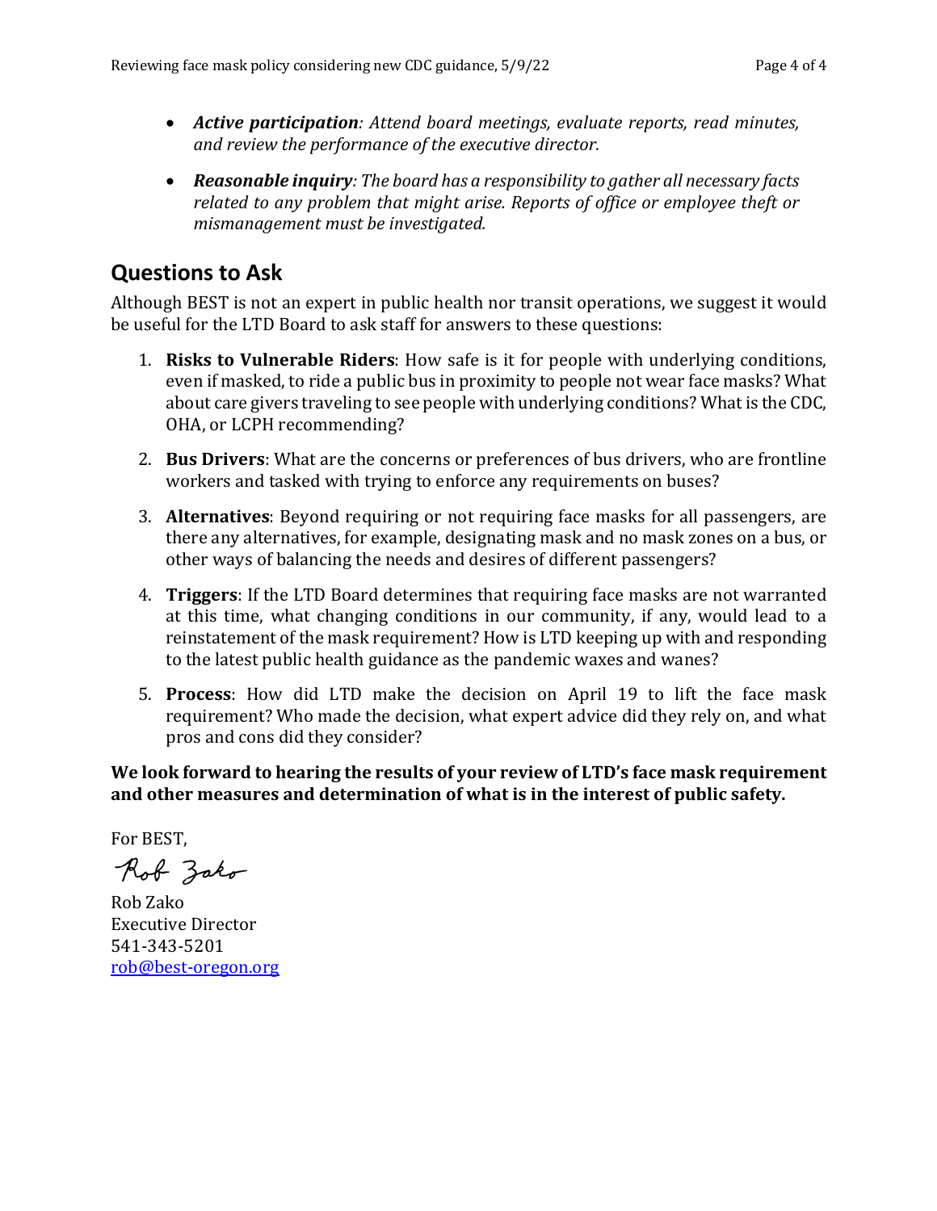- ***Active participation****: Attend board meetings, evaluate reports, read minutes, and review the performance of the executive director.*

- ***Reasonable inquiry****: The board has a responsibility to gather all necessary facts related to any problem that might arise. Reports of office or employee theft or mismanagement must be investigated.*

## Questions to Ask

Although BEST is not an expert in public health nor transit operations, we suggest it would be useful for the LTD Board to ask staff for answers to these questions:

1. **Risks to Vulnerable Riders**: How safe is it for people with underlying conditions, even if masked, to ride a public bus in proximity to people not wear face masks? What about care givers traveling to see people with underlying conditions? What is the CDC, OHA, or LCPH recommending?

2. **Bus Drivers**: What are the concerns or preferences of bus drivers, who are frontline workers and tasked with trying to enforce any requirements on buses?

3. **Alternatives**: Beyond requiring or not requiring face masks for all passengers, are there any alternatives, for example, designating mask and no mask zones on a bus, or other ways of balancing the needs and desires of different passengers?

4. **Triggers**: If the LTD Board determines that requiring face masks are not warranted at this time, what changing conditions in our community, if any, would lead to a reinstatement of the mask requirement? How is LTD keeping up with and responding to the latest public health guidance as the pandemic waxes and wanes?

5. **Process**: How did LTD make the decision on April 19 to lift the face mask requirement? Who made the decision, what expert advice did they rely on, and what pros and cons did they consider?

**We look forward to hearing the results of your review of LTD's face mask requirement and other measures and determination of what is in the interest of public safety.**

For BEST,

Rob Zako

Rob Zako
Executive Director
541-343-5201
rob@best-oregon.org